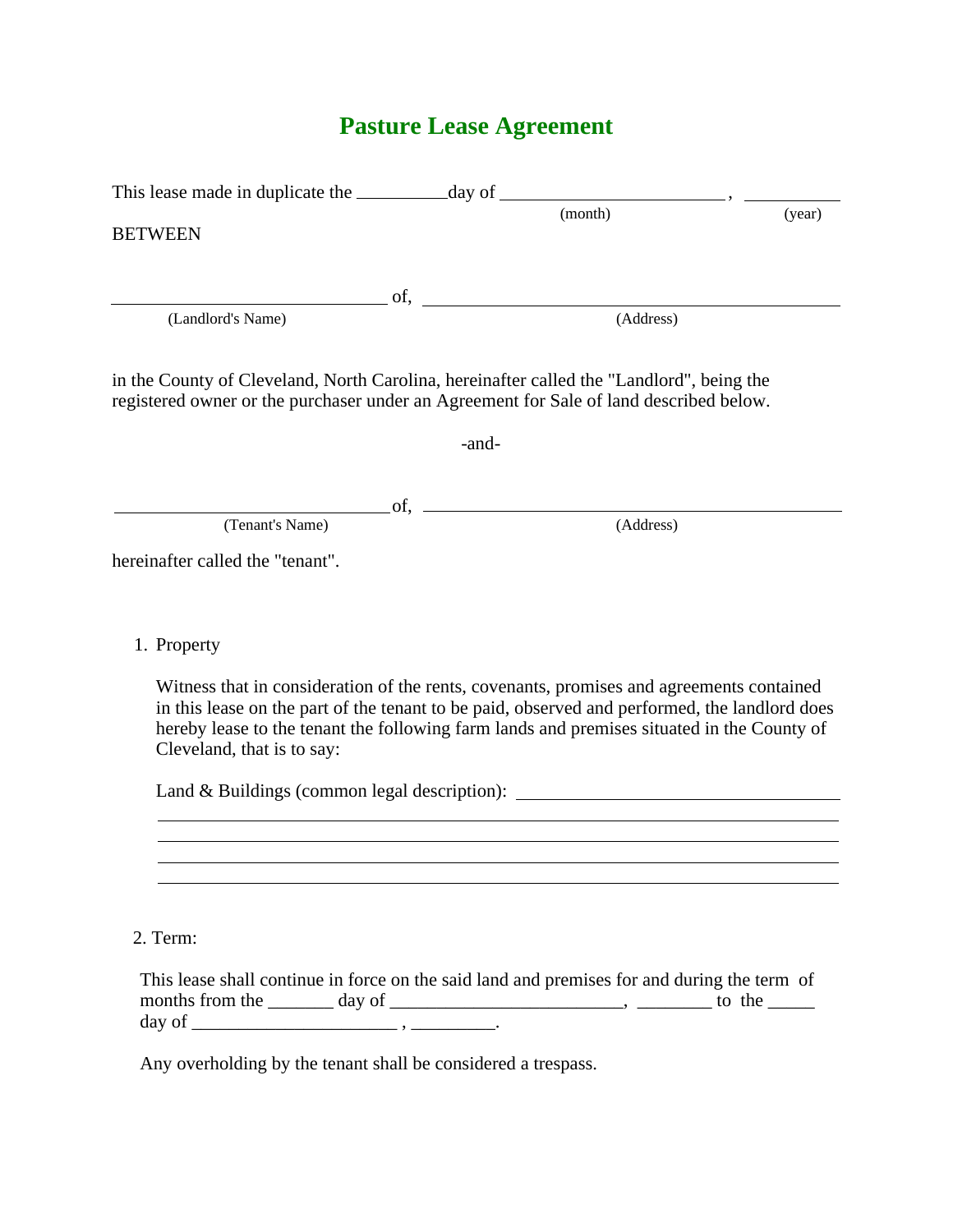# Pasture Lease Agreement

This lease made in duplicate the __________day of ________________________ , __________
(month) (year)

BETWEEN

______________________________ of, ______________________________________________
(Landlord's Name) (Address)

in the County of Cleveland, North Carolina, hereinafter called the "Landlord", being the registered owner or the purchaser under an Agreement for Sale of land described below.

-and-

______________________________ of, ______________________________________________
(Tenant's Name) (Address)

hereinafter called the "tenant".

1. Property

   Witness that in consideration of the rents, covenants, promises and agreements contained in this lease on the part of the tenant to be paid, observed and performed, the landlord does hereby lease to the tenant the following farm lands and premises situated in the County of Cleveland, that is to say:

   Land & Buildings (common legal description): ____________________________________
   ______________________________________________________________________________
   ______________________________________________________________________________
   ______________________________________________________________________________
   ______________________________________________________________________________

2. Term:

   This lease shall continue in force on the said land and premises for and during the term of months from the _______ day of ________________________, ________ to the _____ day of ______________________ , _________.

   Any overholding by the tenant shall be considered a trespass.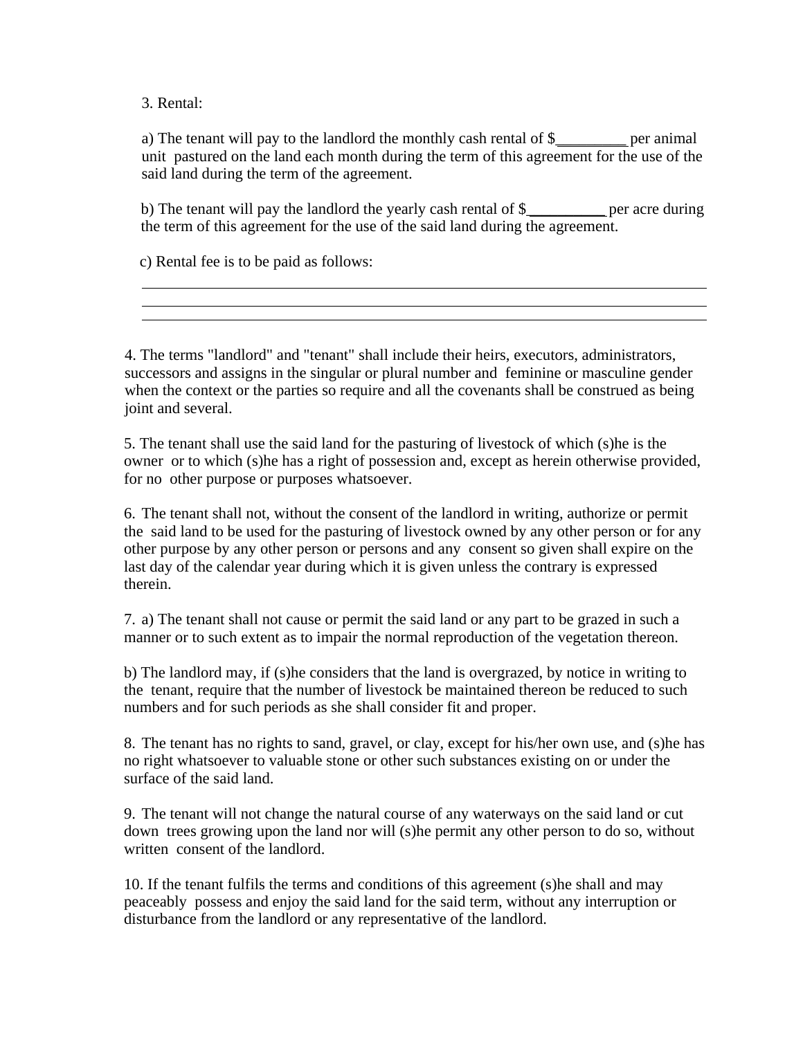3. Rental:

a) The tenant will pay to the landlord the monthly cash rental of $_________ per animal unit pastured on the land each month during the term of this agreement for the use of the said land during the term of the agreement.

b) The tenant will pay the landlord the yearly cash rental of $__________ per acre during the term of this agreement for the use of the said land during the agreement.

c) Rental fee is to be paid as follows:

____________________________________________________________________________

____________________________________________________________________________

____________________________________________________________________________

4. The terms "landlord" and "tenant" shall include their heirs, executors, administrators, successors and assigns in the singular or plural number and feminine or masculine gender when the context or the parties so require and all the covenants shall be construed as being joint and several.

5. The tenant shall use the said land for the pasturing of livestock of which (s)he is the owner or to which (s)he has a right of possession and, except as herein otherwise provided, for no other purpose or purposes whatsoever.

6. The tenant shall not, without the consent of the landlord in writing, authorize or permit the said land to be used for the pasturing of livestock owned by any other person or for any other purpose by any other person or persons and any consent so given shall expire on the last day of the calendar year during which it is given unless the contrary is expressed therein.

7. a) The tenant shall not cause or permit the said land or any part to be grazed in such a manner or to such extent as to impair the normal reproduction of the vegetation thereon.

b) The landlord may, if (s)he considers that the land is overgrazed, by notice in writing to the tenant, require that the number of livestock be maintained thereon be reduced to such numbers and for such periods as she shall consider fit and proper.

8. The tenant has no rights to sand, gravel, or clay, except for his/her own use, and (s)he has no right whatsoever to valuable stone or other such substances existing on or under the surface of the said land.

9. The tenant will not change the natural course of any waterways on the said land or cut down trees growing upon the land nor will (s)he permit any other person to do so, without written consent of the landlord.

10. If the tenant fulfils the terms and conditions of this agreement (s)he shall and may peaceably possess and enjoy the said land for the said term, without any interruption or disturbance from the landlord or any representative of the landlord.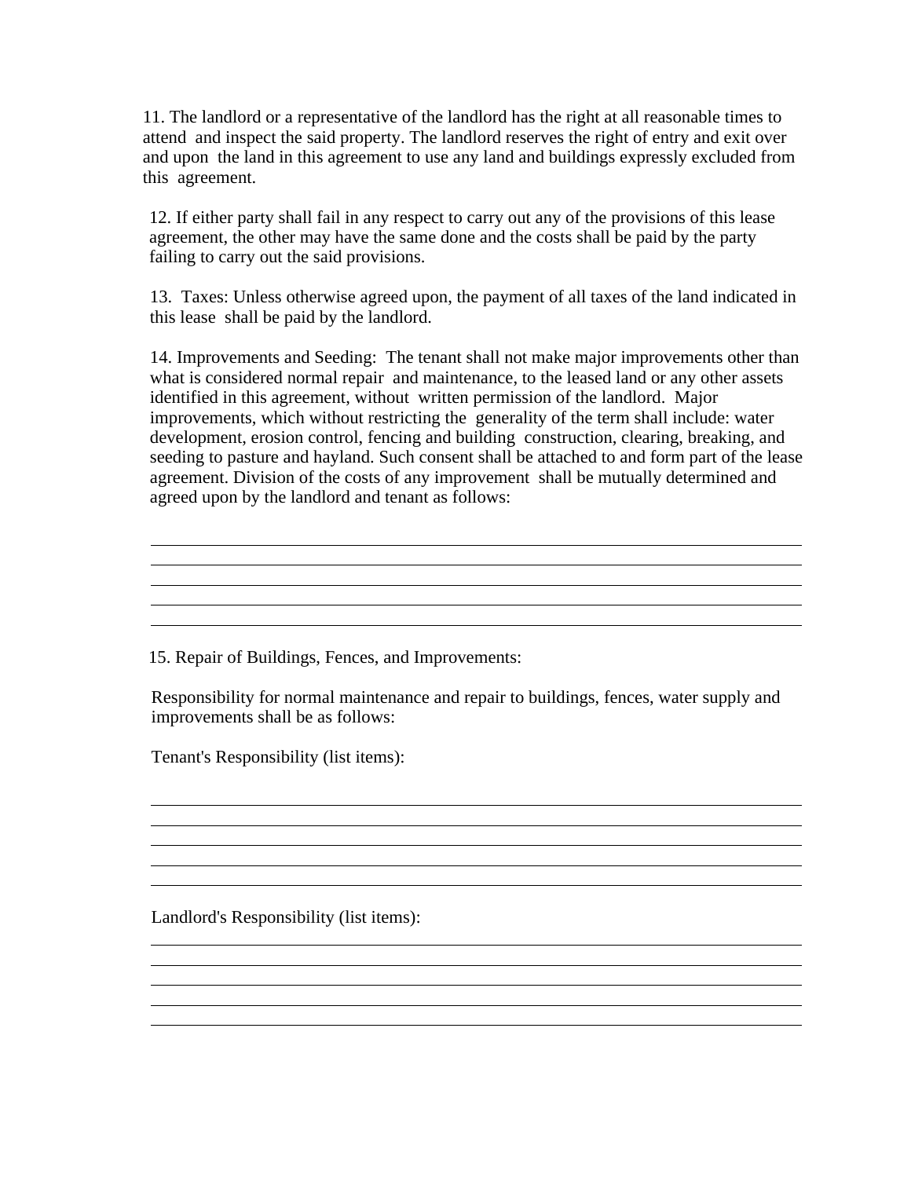11. The landlord or a representative of the landlord has the right at all reasonable times to attend and inspect the said property. The landlord reserves the right of entry and exit over and upon the land in this agreement to use any land and buildings expressly excluded from this agreement.

12. If either party shall fail in any respect to carry out any of the provisions of this lease agreement, the other may have the same done and the costs shall be paid by the party failing to carry out the said provisions.

13. Taxes: Unless otherwise agreed upon, the payment of all taxes of the land indicated in this lease shall be paid by the landlord.

14. Improvements and Seeding: The tenant shall not make major improvements other than what is considered normal repair and maintenance, to the leased land or any other assets identified in this agreement, without written permission of the landlord. Major improvements, which without restricting the generality of the term shall include: water development, erosion control, fencing and building construction, clearing, breaking, and seeding to pasture and hayland. Such consent shall be attached to and form part of the lease agreement. Division of the costs of any improvement shall be mutually determined and agreed upon by the landlord and tenant as follows:

\_\_\_\_\_\_\_\_\_\_\_\_\_\_\_\_\_\_\_\_\_\_\_\_\_\_\_\_\_\_\_\_\_\_\_\_\_\_\_\_\_\_\_\_\_\_\_\_\_\_\_\_\_\_\_\_\_\_\_\_\_\_\_\_\_\_\_\_\_\_\_\_
\_\_\_\_\_\_\_\_\_\_\_\_\_\_\_\_\_\_\_\_\_\_\_\_\_\_\_\_\_\_\_\_\_\_\_\_\_\_\_\_\_\_\_\_\_\_\_\_\_\_\_\_\_\_\_\_\_\_\_\_\_\_\_\_\_\_\_\_\_\_\_\_
\_\_\_\_\_\_\_\_\_\_\_\_\_\_\_\_\_\_\_\_\_\_\_\_\_\_\_\_\_\_\_\_\_\_\_\_\_\_\_\_\_\_\_\_\_\_\_\_\_\_\_\_\_\_\_\_\_\_\_\_\_\_\_\_\_\_\_\_\_\_\_\_
\_\_\_\_\_\_\_\_\_\_\_\_\_\_\_\_\_\_\_\_\_\_\_\_\_\_\_\_\_\_\_\_\_\_\_\_\_\_\_\_\_\_\_\_\_\_\_\_\_\_\_\_\_\_\_\_\_\_\_\_\_\_\_\_\_\_\_\_\_\_\_\_
\_\_\_\_\_\_\_\_\_\_\_\_\_\_\_\_\_\_\_\_\_\_\_\_\_\_\_\_\_\_\_\_\_\_\_\_\_\_\_\_\_\_\_\_\_\_\_\_\_\_\_\_\_\_\_\_\_\_\_\_\_\_\_\_\_\_\_\_\_\_\_\_

15. Repair of Buildings, Fences, and Improvements:

Responsibility for normal maintenance and repair to buildings, fences, water supply and improvements shall be as follows:

Tenant's Responsibility (list items):

\_\_\_\_\_\_\_\_\_\_\_\_\_\_\_\_\_\_\_\_\_\_\_\_\_\_\_\_\_\_\_\_\_\_\_\_\_\_\_\_\_\_\_\_\_\_\_\_\_\_\_\_\_\_\_\_\_\_\_\_\_\_\_\_\_\_\_\_\_\_\_\_
\_\_\_\_\_\_\_\_\_\_\_\_\_\_\_\_\_\_\_\_\_\_\_\_\_\_\_\_\_\_\_\_\_\_\_\_\_\_\_\_\_\_\_\_\_\_\_\_\_\_\_\_\_\_\_\_\_\_\_\_\_\_\_\_\_\_\_\_\_\_\_\_
\_\_\_\_\_\_\_\_\_\_\_\_\_\_\_\_\_\_\_\_\_\_\_\_\_\_\_\_\_\_\_\_\_\_\_\_\_\_\_\_\_\_\_\_\_\_\_\_\_\_\_\_\_\_\_\_\_\_\_\_\_\_\_\_\_\_\_\_\_\_\_\_
\_\_\_\_\_\_\_\_\_\_\_\_\_\_\_\_\_\_\_\_\_\_\_\_\_\_\_\_\_\_\_\_\_\_\_\_\_\_\_\_\_\_\_\_\_\_\_\_\_\_\_\_\_\_\_\_\_\_\_\_\_\_\_\_\_\_\_\_\_\_\_\_
\_\_\_\_\_\_\_\_\_\_\_\_\_\_\_\_\_\_\_\_\_\_\_\_\_\_\_\_\_\_\_\_\_\_\_\_\_\_\_\_\_\_\_\_\_\_\_\_\_\_\_\_\_\_\_\_\_\_\_\_\_\_\_\_\_\_\_\_\_\_\_\_

Landlord's Responsibility (list items):

\_\_\_\_\_\_\_\_\_\_\_\_\_\_\_\_\_\_\_\_\_\_\_\_\_\_\_\_\_\_\_\_\_\_\_\_\_\_\_\_\_\_\_\_\_\_\_\_\_\_\_\_\_\_\_\_\_\_\_\_\_\_\_\_\_\_\_\_\_\_\_\_
\_\_\_\_\_\_\_\_\_\_\_\_\_\_\_\_\_\_\_\_\_\_\_\_\_\_\_\_\_\_\_\_\_\_\_\_\_\_\_\_\_\_\_\_\_\_\_\_\_\_\_\_\_\_\_\_\_\_\_\_\_\_\_\_\_\_\_\_\_\_\_\_
\_\_\_\_\_\_\_\_\_\_\_\_\_\_\_\_\_\_\_\_\_\_\_\_\_\_\_\_\_\_\_\_\_\_\_\_\_\_\_\_\_\_\_\_\_\_\_\_\_\_\_\_\_\_\_\_\_\_\_\_\_\_\_\_\_\_\_\_\_\_\_\_
\_\_\_\_\_\_\_\_\_\_\_\_\_\_\_\_\_\_\_\_\_\_\_\_\_\_\_\_\_\_\_\_\_\_\_\_\_\_\_\_\_\_\_\_\_\_\_\_\_\_\_\_\_\_\_\_\_\_\_\_\_\_\_\_\_\_\_\_\_\_\_\_
\_\_\_\_\_\_\_\_\_\_\_\_\_\_\_\_\_\_\_\_\_\_\_\_\_\_\_\_\_\_\_\_\_\_\_\_\_\_\_\_\_\_\_\_\_\_\_\_\_\_\_\_\_\_\_\_\_\_\_\_\_\_\_\_\_\_\_\_\_\_\_\_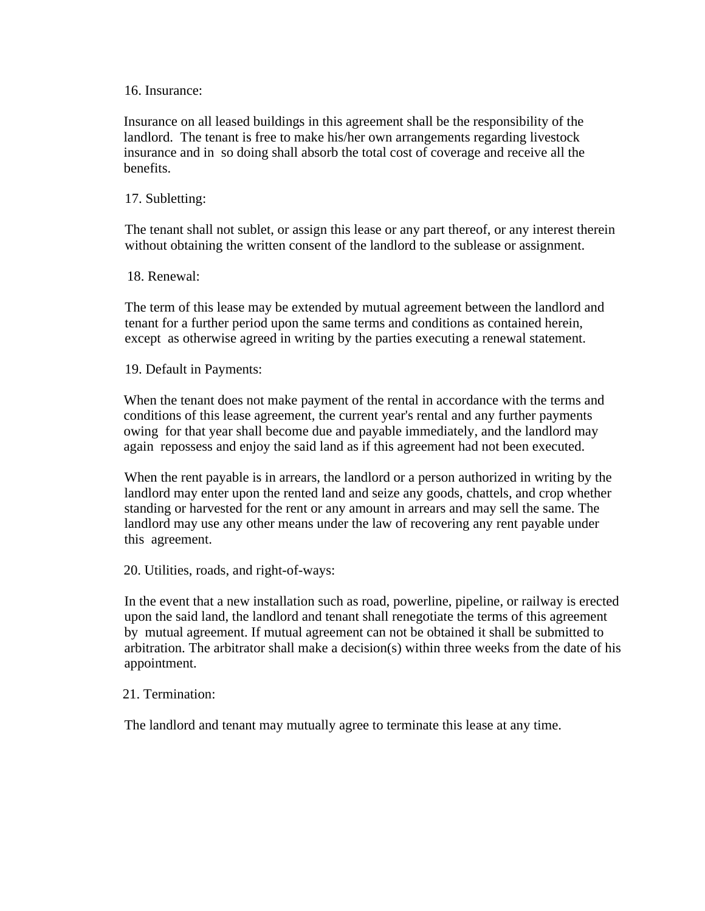16. Insurance:

Insurance on all leased buildings in this agreement shall be the responsibility of the landlord. The tenant is free to make his/her own arrangements regarding livestock insurance and in so doing shall absorb the total cost of coverage and receive all the benefits.

17. Subletting:

The tenant shall not sublet, or assign this lease or any part thereof, or any interest therein without obtaining the written consent of the landlord to the sublease or assignment.

18. Renewal:

The term of this lease may be extended by mutual agreement between the landlord and tenant for a further period upon the same terms and conditions as contained herein, except as otherwise agreed in writing by the parties executing a renewal statement.

19. Default in Payments:

When the tenant does not make payment of the rental in accordance with the terms and conditions of this lease agreement, the current year's rental and any further payments owing for that year shall become due and payable immediately, and the landlord may again repossess and enjoy the said land as if this agreement had not been executed.

When the rent payable is in arrears, the landlord or a person authorized in writing by the landlord may enter upon the rented land and seize any goods, chattels, and crop whether standing or harvested for the rent or any amount in arrears and may sell the same. The landlord may use any other means under the law of recovering any rent payable under this agreement.

20. Utilities, roads, and right-of-ways:

In the event that a new installation such as road, powerline, pipeline, or railway is erected upon the said land, the landlord and tenant shall renegotiate the terms of this agreement by mutual agreement. If mutual agreement can not be obtained it shall be submitted to arbitration. The arbitrator shall make a decision(s) within three weeks from the date of his appointment.

21. Termination:

The landlord and tenant may mutually agree to terminate this lease at any time.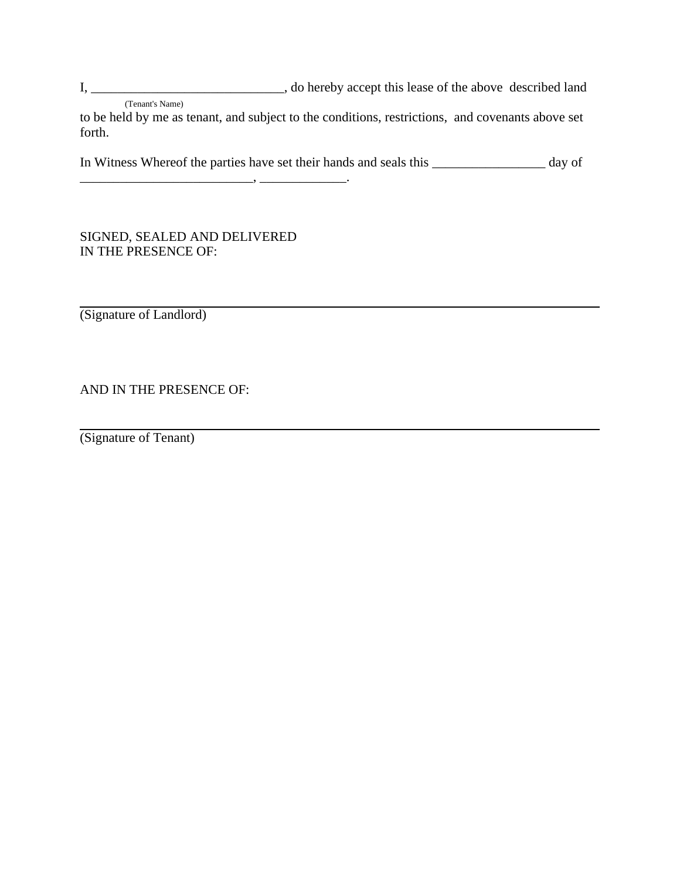I, ______________________________, do hereby accept this lease of the above described land
(Tenant's Name)
to be held by me as tenant, and subject to the conditions, restrictions, and covenants above set forth.

In Witness Whereof the parties have set their hands and seals this _________________ day of ___________________________, _____________.

SIGNED, SEALED AND DELIVERED
IN THE PRESENCE OF:

______________________________________________________________
(Signature of Landlord)

AND IN THE PRESENCE OF:

______________________________________________________________
(Signature of Tenant)